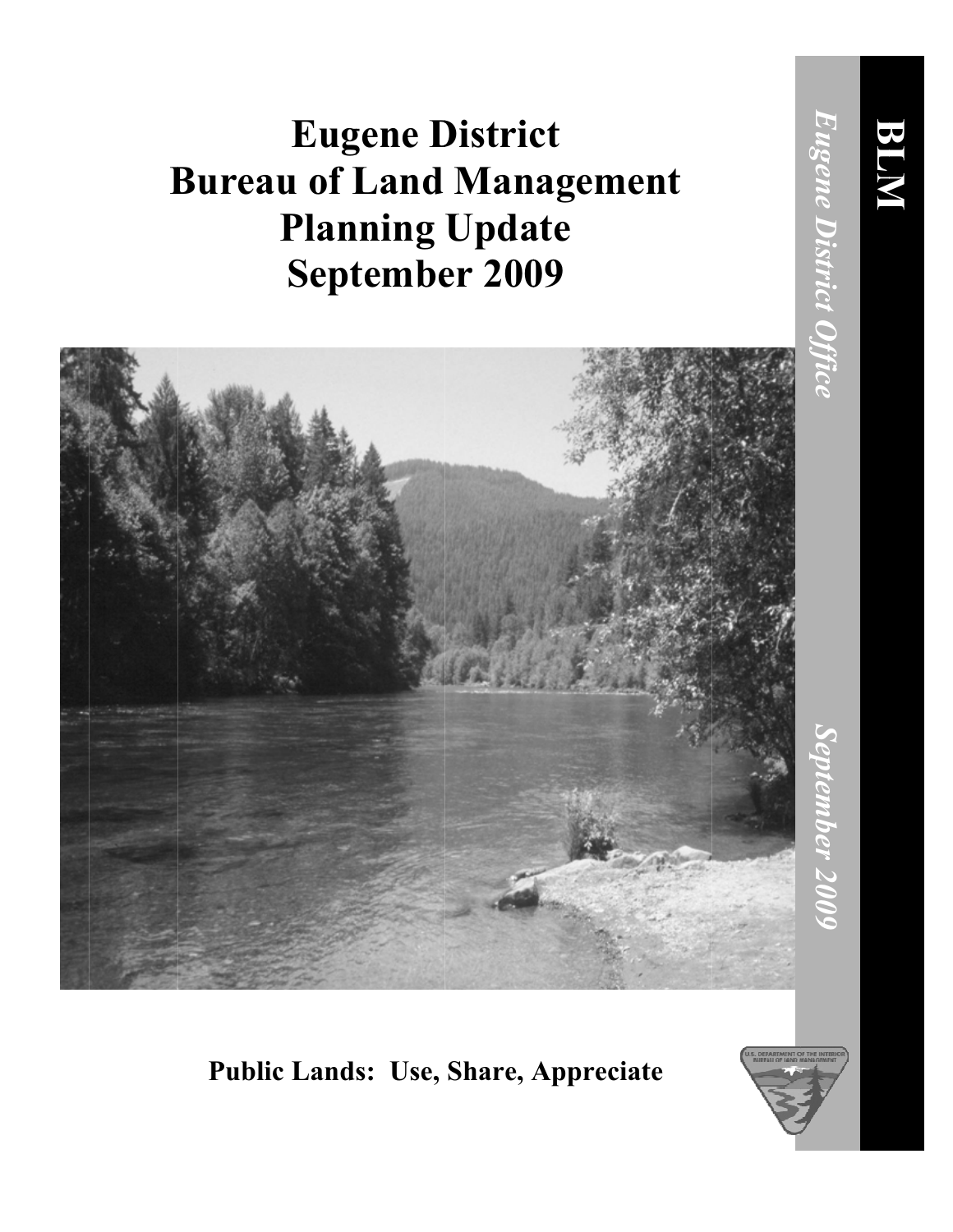# Eugene District
# Bureau of Land Management
# Planning Update
# September 2009

**Public Lands: Use, Share, Appreciate**

**BLM**

*Eugene District Office*

*September 2009*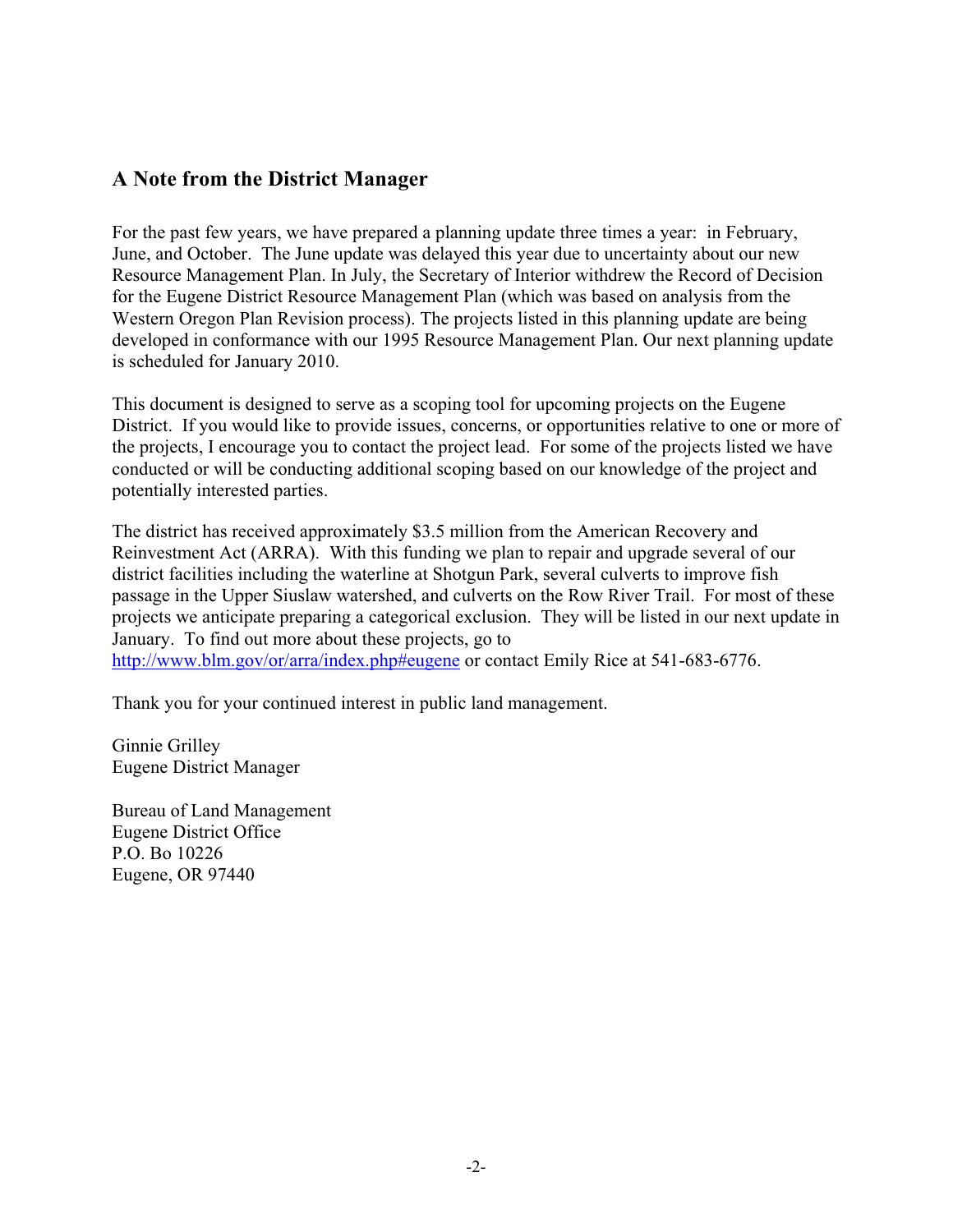## A Note from the District Manager

For the past few years, we have prepared a planning update three times a year: in February, June, and October. The June update was delayed this year due to uncertainty about our new Resource Management Plan. In July, the Secretary of Interior withdrew the Record of Decision for the Eugene District Resource Management Plan (which was based on analysis from the Western Oregon Plan Revision process). The projects listed in this planning update are being developed in conformance with our 1995 Resource Management Plan. Our next planning update is scheduled for January 2010.

This document is designed to serve as a scoping tool for upcoming projects on the Eugene District. If you would like to provide issues, concerns, or opportunities relative to one or more of the projects, I encourage you to contact the project lead. For some of the projects listed we have conducted or will be conducting additional scoping based on our knowledge of the project and potentially interested parties.

The district has received approximately $3.5 million from the American Recovery and Reinvestment Act (ARRA). With this funding we plan to repair and upgrade several of our district facilities including the waterline at Shotgun Park, several culverts to improve fish passage in the Upper Siuslaw watershed, and culverts on the Row River Trail. For most of these projects we anticipate preparing a categorical exclusion. They will be listed in our next update in January. To find out more about these projects, go to [http://www.blm.gov/or/arra/index.php#eugene](http://www.blm.gov/or/arra/index.php#eugene) or contact Emily Rice at 541-683-6776.

Thank you for your continued interest in public land management.

Ginnie Grilley
Eugene District Manager

Bureau of Land Management
Eugene District Office
P.O. Bo 10226
Eugene, OR 97440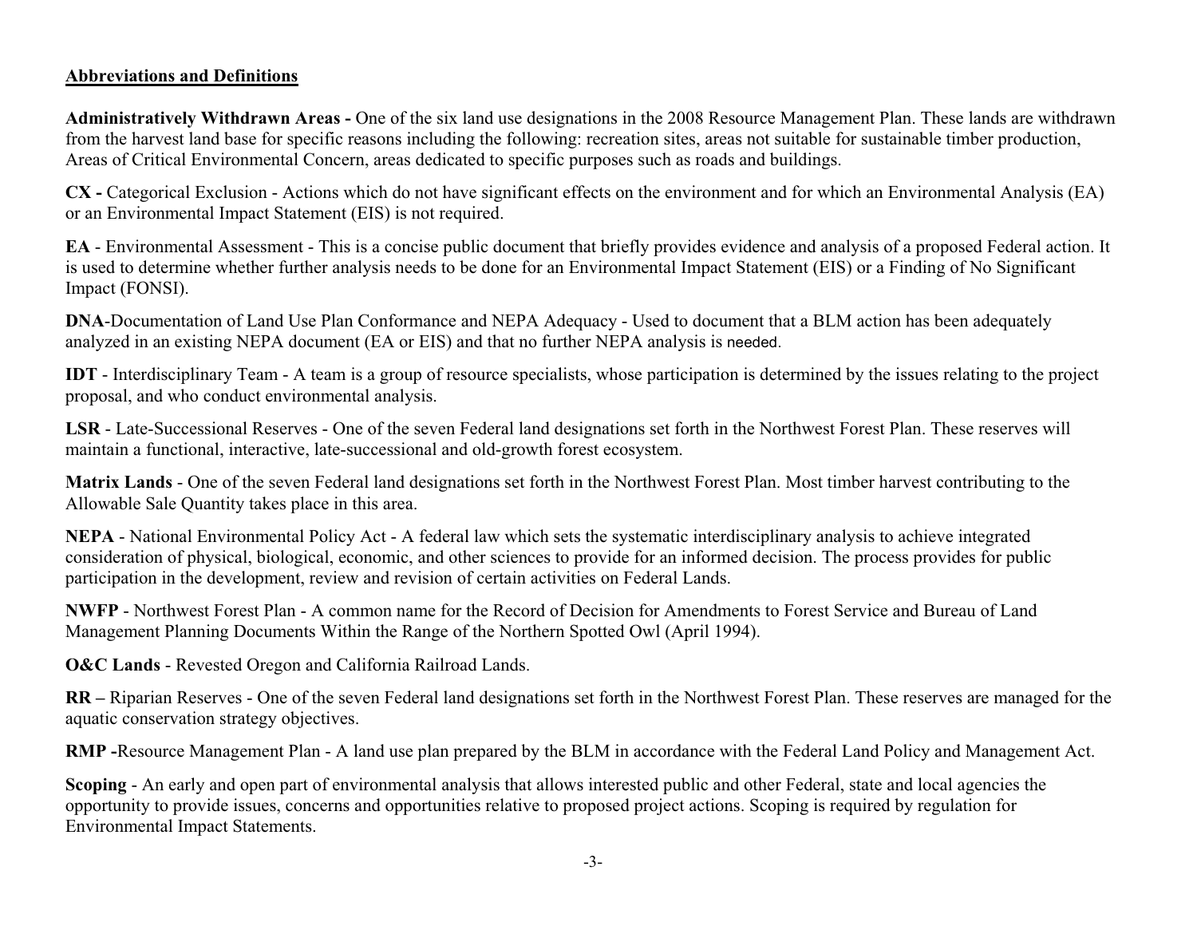**Abbreviations and Definitions**

**Administratively Withdrawn Areas -** One of the six land use designations in the 2008 Resource Management Plan. These lands are withdrawn from the harvest land base for specific reasons including the following: recreation sites, areas not suitable for sustainable timber production, Areas of Critical Environmental Concern, areas dedicated to specific purposes such as roads and buildings.

**CX -** Categorical Exclusion - Actions which do not have significant effects on the environment and for which an Environmental Analysis (EA) or an Environmental Impact Statement (EIS) is not required.

**EA** - Environmental Assessment - This is a concise public document that briefly provides evidence and analysis of a proposed Federal action. It is used to determine whether further analysis needs to be done for an Environmental Impact Statement (EIS) or a Finding of No Significant Impact (FONSI).

**DNA**-Documentation of Land Use Plan Conformance and NEPA Adequacy - Used to document that a BLM action has been adequately analyzed in an existing NEPA document (EA or EIS) and that no further NEPA analysis is needed.

**IDT** - Interdisciplinary Team - A team is a group of resource specialists, whose participation is determined by the issues relating to the project proposal, and who conduct environmental analysis.

**LSR** - Late-Successional Reserves - One of the seven Federal land designations set forth in the Northwest Forest Plan. These reserves will maintain a functional, interactive, late-successional and old-growth forest ecosystem.

**Matrix Lands** - One of the seven Federal land designations set forth in the Northwest Forest Plan. Most timber harvest contributing to the Allowable Sale Quantity takes place in this area.

**NEPA** - National Environmental Policy Act - A federal law which sets the systematic interdisciplinary analysis to achieve integrated consideration of physical, biological, economic, and other sciences to provide for an informed decision. The process provides for public participation in the development, review and revision of certain activities on Federal Lands.

**NWFP** - Northwest Forest Plan - A common name for the Record of Decision for Amendments to Forest Service and Bureau of Land Management Planning Documents Within the Range of the Northern Spotted Owl (April 1994).

**O&C Lands** - Revested Oregon and California Railroad Lands.

**RR –** Riparian Reserves - One of the seven Federal land designations set forth in the Northwest Forest Plan. These reserves are managed for the aquatic conservation strategy objectives.

**RMP -**Resource Management Plan - A land use plan prepared by the BLM in accordance with the Federal Land Policy and Management Act.

**Scoping** - An early and open part of environmental analysis that allows interested public and other Federal, state and local agencies the opportunity to provide issues, concerns and opportunities relative to proposed project actions. Scoping is required by regulation for Environmental Impact Statements.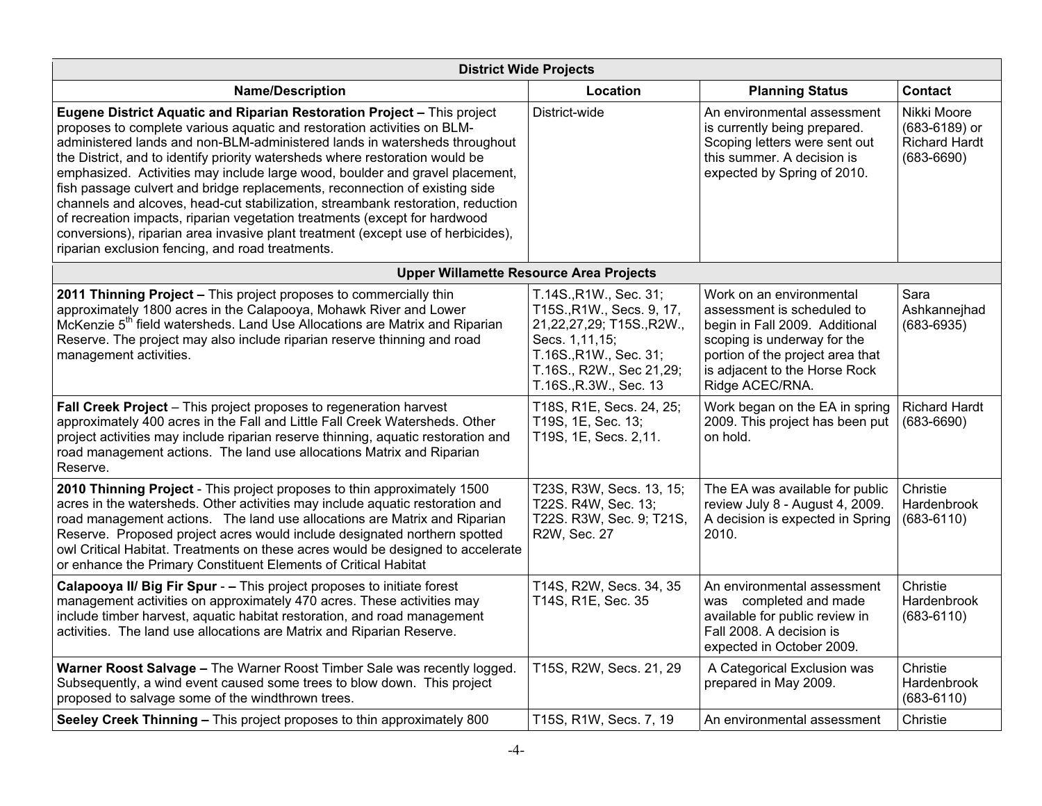| Name/Description | Location | Planning Status | Contact |
| --- | --- | --- | --- |
| **District Wide Projects** | | | |
| **Eugene District Aquatic and Riparian Restoration Project –** This project proposes to complete various aquatic and restoration activities on BLM-administered lands and non-BLM-administered lands in watersheds throughout the District, and to identify priority watersheds where restoration would be emphasized. Activities may include large wood, boulder and gravel placement, fish passage culvert and bridge replacements, reconnection of existing side channels and alcoves, head-cut stabilization, streambank restoration, reduction of recreation impacts, riparian vegetation treatments (except for hardwood conversions), riparian area invasive plant treatment (except use of herbicides), riparian exclusion fencing, and road treatments. | District-wide | An environmental assessment is currently being prepared. Scoping letters were sent out this summer. A decision is expected by Spring of 2010. | Nikki Moore (683-6189) or Richard Hardt (683-6690) |
| **Upper Willamette Resource Area Projects** | | | |
| **2011 Thinning Project –** This project proposes to commercially thin approximately 1800 acres in the Calapooya, Mohawk River and Lower McKenzie 5th field watersheds. Land Use Allocations are Matrix and Riparian Reserve. The project may also include riparian reserve thinning and road management activities. | T.14S.,R1W., Sec. 31; T15S.,R1W., Secs. 9, 17, 21,22,27,29; T15S.,R2W., Secs. 1,11,15; T.16S.,R1W., Sec. 31; T.16S., R2W., Sec 21,29; T.16S.,R.3W., Sec. 13 | Work on an environmental assessment is scheduled to begin in Fall 2009. Additional scoping is underway for the portion of the project area that is adjacent to the Horse Rock Ridge ACEC/RNA. | Sara Ashkannejhad (683-6935) |
| **Fall Creek Project** – This project proposes to regeneration harvest approximately 400 acres in the Fall and Little Fall Creek Watersheds. Other project activities may include riparian reserve thinning, aquatic restoration and road management actions. The land use allocations Matrix and Riparian Reserve. | T18S, R1E, Secs. 24, 25; T19S, 1E, Sec. 13; T19S, 1E, Secs. 2,11. | Work began on the EA in spring 2009. This project has been put on hold. | Richard Hardt (683-6690) |
| **2010 Thinning Project** - This project proposes to thin approximately 1500 acres in the watersheds. Other activities may include aquatic restoration and road management actions. The land use allocations are Matrix and Riparian Reserve. Proposed project acres would include designated northern spotted owl Critical Habitat. Treatments on these acres would be designed to accelerate or enhance the Primary Constituent Elements of Critical Habitat | T23S, R3W, Secs. 13, 15; T22S. R4W, Sec. 13; T22S. R3W, Sec. 9; T21S, R2W, Sec. 27 | The EA was available for public review July 8 - August 4, 2009. A decision is expected in Spring 2010. | Christie Hardenbrook (683-6110) |
| **Calapooya II/ Big Fir Spur** - – This project proposes to initiate forest management activities on approximately 470 acres. These activities may include timber harvest, aquatic habitat restoration, and road management activities. The land use allocations are Matrix and Riparian Reserve. | T14S, R2W, Secs. 34, 35 T14S, R1E, Sec. 35 | An environmental assessment was completed and made available for public review in Fall 2008. A decision is expected in October 2009. | Christie Hardenbrook (683-6110) |
| **Warner Roost Salvage –** The Warner Roost Timber Sale was recently logged. Subsequently, a wind event caused some trees to blow down. This project proposed to salvage some of the windthrown trees. | T15S, R2W, Secs. 21, 29 | A Categorical Exclusion was prepared in May 2009. | Christie Hardenbrook (683-6110) |
| **Seeley Creek Thinning –** This project proposes to thin approximately 800 | T15S, R1W, Secs. 7, 19 | An environmental assessment | Christie |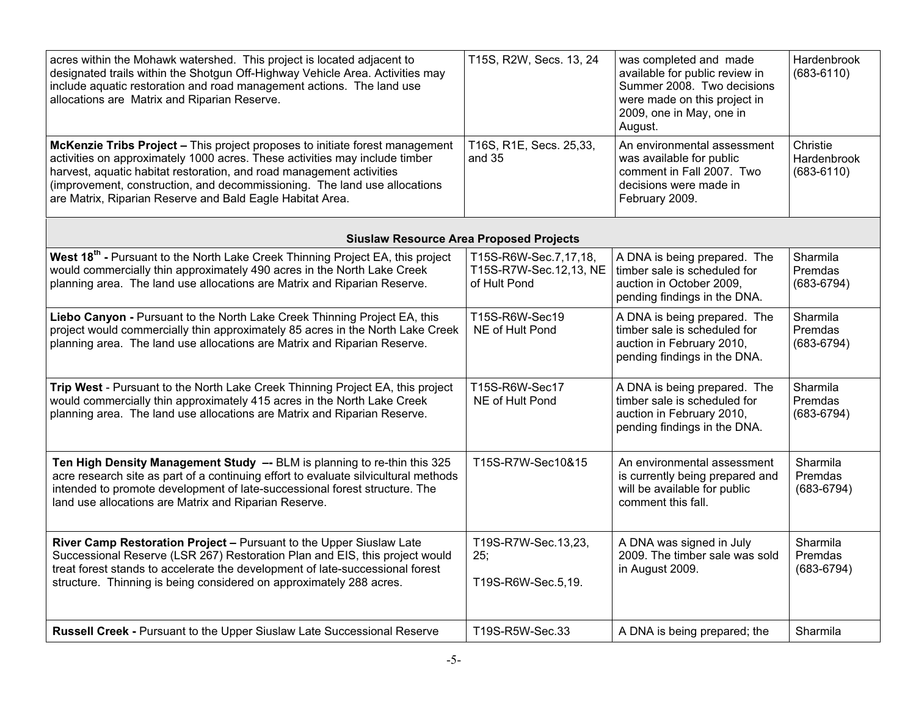| | | | |
|---|---|---|---|
| acres within the Mohawk watershed. This project is located adjacent to designated trails within the Shotgun Off-Highway Vehicle Area. Activities may include aquatic restoration and road management actions. The land use allocations are Matrix and Riparian Reserve. | T15S, R2W, Secs. 13, 24 | was completed and made available for public review in Summer 2008. Two decisions were made on this project in 2009, one in May, one in August. | Hardenbrook (683-6110) |
| **McKenzie Tribs Project –** This project proposes to initiate forest management activities on approximately 1000 acres. These activities may include timber harvest, aquatic habitat restoration, and road management activities (improvement, construction, and decommissioning. The land use allocations are Matrix, Riparian Reserve and Bald Eagle Habitat Area. | T16S, R1E, Secs. 25,33, and 35 | An environmental assessment was available for public comment in Fall 2007. Two decisions were made in February 2009. | Christie Hardenbrook (683-6110) |
| **Siuslaw Resource Area Proposed Projects** | | | |
| **West 18th -** Pursuant to the North Lake Creek Thinning Project EA, this project would commercially thin approximately 490 acres in the North Lake Creek planning area. The land use allocations are Matrix and Riparian Reserve. | T15S-R6W-Sec.7,17,18, T15S-R7W-Sec.12,13, NE of Hult Pond | A DNA is being prepared. The timber sale is scheduled for auction in October 2009, pending findings in the DNA. | Sharmila Premdas (683-6794) |
| **Liebo Canyon -** Pursuant to the North Lake Creek Thinning Project EA, this project would commercially thin approximately 85 acres in the North Lake Creek planning area. The land use allocations are Matrix and Riparian Reserve. | T15S-R6W-Sec19 NE of Hult Pond | A DNA is being prepared. The timber sale is scheduled for auction in February 2010, pending findings in the DNA. | Sharmila Premdas (683-6794) |
| **Trip West** - Pursuant to the North Lake Creek Thinning Project EA, this project would commercially thin approximately 415 acres in the North Lake Creek planning area. The land use allocations are Matrix and Riparian Reserve. | T15S-R6W-Sec17 NE of Hult Pond | A DNA is being prepared. The timber sale is scheduled for auction in February 2010, pending findings in the DNA. | Sharmila Premdas (683-6794) |
| **Ten High Density Management Study –-** BLM is planning to re-thin this 325 acre research site as part of a continuing effort to evaluate silvicultural methods intended to promote development of late-successional forest structure. The land use allocations are Matrix and Riparian Reserve. | T15S-R7W-Sec10&15 | An environmental assessment is currently being prepared and will be available for public comment this fall. | Sharmila Premdas (683-6794) |
| **River Camp Restoration Project –** Pursuant to the Upper Siuslaw Late Successional Reserve (LSR 267) Restoration Plan and EIS, this project would treat forest stands to accelerate the development of late-successional forest structure. Thinning is being considered on approximately 288 acres. | T19S-R7W-Sec.13,23, 25; T19S-R6W-Sec.5,19. | A DNA was signed in July 2009. The timber sale was sold in August 2009. | Sharmila Premdas (683-6794) |
| **Russell Creek -** Pursuant to the Upper Siuslaw Late Successional Reserve | T19S-R5W-Sec.33 | A DNA is being prepared; the | Sharmila |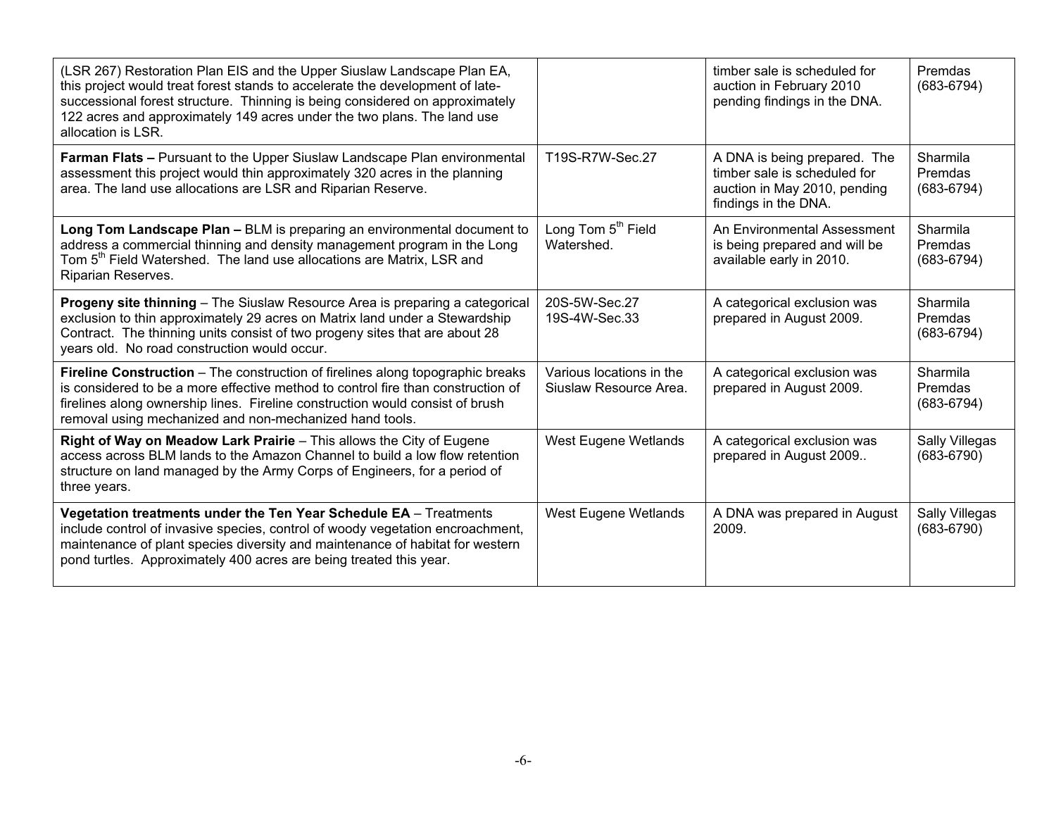| | | | |
|---|---|---|---|
| (LSR 267) Restoration Plan EIS and the Upper Siuslaw Landscape Plan EA, this project would treat forest stands to accelerate the development of late-successional forest structure. Thinning is being considered on approximately 122 acres and approximately 149 acres under the two plans. The land use allocation is LSR. | | timber sale is scheduled for auction in February 2010 pending findings in the DNA. | Premdas (683-6794) |
| **Farman Flats –** Pursuant to the Upper Siuslaw Landscape Plan environmental assessment this project would thin approximately 320 acres in the planning area. The land use allocations are LSR and Riparian Reserve. | T19S-R7W-Sec.27 | A DNA is being prepared. The timber sale is scheduled for auction in May 2010, pending findings in the DNA. | Sharmila Premdas (683-6794) |
| **Long Tom Landscape Plan –** BLM is preparing an environmental document to address a commercial thinning and density management program in the Long Tom 5th Field Watershed. The land use allocations are Matrix, LSR and Riparian Reserves. | Long Tom 5th Field Watershed. | An Environmental Assessment is being prepared and will be available early in 2010. | Sharmila Premdas (683-6794) |
| **Progeny site thinning** – The Siuslaw Resource Area is preparing a categorical exclusion to thin approximately 29 acres on Matrix land under a Stewardship Contract. The thinning units consist of two progeny sites that are about 28 years old. No road construction would occur. | 20S-5W-Sec.27<br>19S-4W-Sec.33 | A categorical exclusion was prepared in August 2009. | Sharmila Premdas (683-6794) |
| **Fireline Construction** – The construction of firelines along topographic breaks is considered to be a more effective method to control fire than construction of firelines along ownership lines. Fireline construction would consist of brush removal using mechanized and non-mechanized hand tools. | Various locations in the Siuslaw Resource Area. | A categorical exclusion was prepared in August 2009. | Sharmila Premdas (683-6794) |
| **Right of Way on Meadow Lark Prairie** – This allows the City of Eugene access across BLM lands to the Amazon Channel to build a low flow retention structure on land managed by the Army Corps of Engineers, for a period of three years. | West Eugene Wetlands | A categorical exclusion was prepared in August 2009.. | Sally Villegas (683-6790) |
| **Vegetation treatments under the Ten Year Schedule EA** – Treatments include control of invasive species, control of woody vegetation encroachment, maintenance of plant species diversity and maintenance of habitat for western pond turtles. Approximately 400 acres are being treated this year. | West Eugene Wetlands | A DNA was prepared in August 2009. | Sally Villegas (683-6790) |